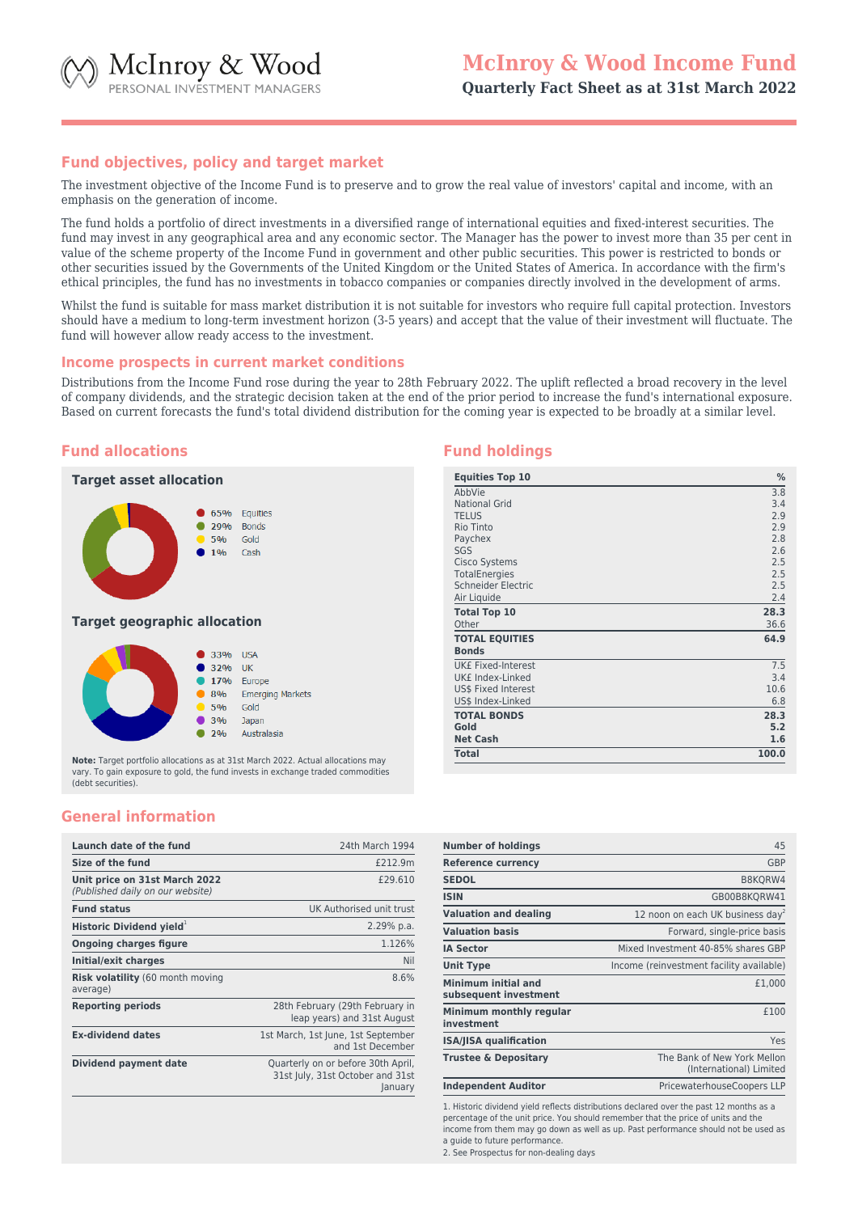# McInroy & Wood Income Fund

**Quarterly Fact Sheet as at 31st March 2022**

## Fund objectives, policy and target market

The investment objective of the Income Fund is to preserve and to grow the real value of investors' capital and income, with an emphasis on the generation of income.

The fund holds a portfolio of direct investments in a diversified range of international equities and fixed-interest securities. The fund may invest in any geographical area and any economic sector. The Manager has the power to invest more than 35 per cent in value of the scheme property of the Income Fund in government and other public securities. This power is restricted to bonds or other securities issued by the Governments of the United Kingdom or the United States of America. In accordance with the firm's ethical principles, the fund has no investments in tobacco companies or companies directly involved in the development of arms.

Whilst the fund is suitable for mass market distribution it is not suitable for investors who require full capital protection. Investors should have a medium to long-term investment horizon (3-5 years) and accept that the value of their investment will fluctuate. The fund will however allow ready access to the investment.

## Income prospects in current market conditions

Distributions from the Income Fund rose during the year to 28th February 2022. The uplift reflected a broad recovery in the level of company dividends, and the strategic decision taken at the end of the prior period to increase the fund's international exposure. Based on current forecasts the fund's total dividend distribution for the coming year is expected to be broadly at a similar level.

## Fund allocations

### Target asset allocation

65% Equities
29% Bonds
5% Gold
1% Cash

### Target geographic allocation

33% USA
32% UK
17% Europe
8% Emerging Markets
5% Gold
3% Japan
2% Australasia

**Note:** Target portfolio allocations as at 31st March 2022. Actual allocations may vary. To gain exposure to gold, the fund invests in exchange traded commodities (debt securities).

## Fund holdings

| Equities Top 10 | % |
|---|---|
| AbbVie | 3.8 |
| National Grid | 3.4 |
| TELUS | 2.9 |
| Rio Tinto | 2.9 |
| Paychex | 2.8 |
| SGS | 2.6 |
| Cisco Systems | 2.5 |
| TotalEnergies | 2.5 |
| Schneider Electric | 2.5 |
| Air Liquide | 2.4 |
| **Total Top 10** | **28.3** |
| Other | 36.6 |
| **TOTAL EQUITIES** | **64.9** |
| **Bonds** | |
| UK£ Fixed-Interest | 7.5 |
| UK£ Index-Linked | 3.4 |
| US$ Fixed Interest | 10.6 |
| US$ Index-Linked | 6.8 |
| **TOTAL BONDS** | **28.3** |
| **Gold** | **5.2** |
| **Net Cash** | **1.6** |
| **Total** | **100.0** |

## General information

| | |
|---|---|
| **Launch date of the fund** | 24th March 1994 |
| **Size of the fund** | £212.9m |
| **Unit price on 31st March 2022** *(Published daily on our website)* | £29.610 |
| **Fund status** | UK Authorised unit trust |
| **Historic Dividend yield**[1] | 2.29% p.a. |
| **Ongoing charges figure** | 1.126% |
| **Initial/exit charges** | Nil |
| **Risk volatility** (60 month moving average) | 8.6% |
| **Reporting periods** | 28th February (29th February in leap years) and 31st August |
| **Ex-dividend dates** | 1st March, 1st June, 1st September and 1st December |
| **Dividend payment date** | Quarterly on or before 30th April, 31st July, 31st October and 31st January |

| | |
|---|---|
| **Number of holdings** | 45 |
| **Reference currency** | GBP |
| **SEDOL** | B8KQRW4 |
| **ISIN** | GB00B8KQRW41 |
| **Valuation and dealing** | 12 noon on each UK business day[2] |
| **Valuation basis** | Forward, single-price basis |
| **IA Sector** | Mixed Investment 40-85% shares GBP |
| **Unit Type** | Income (reinvestment facility available) |
| **Minimum initial and subsequent investment** | £1,000 |
| **Minimum monthly regular investment** | £100 |
| **ISA/JISA qualification** | Yes |
| **Trustee & Depositary** | The Bank of New York Mellon (International) Limited |
| **Independent Auditor** | PricewaterhouseCoopers LLP |

1. Historic dividend yield reflects distributions declared over the past 12 months as a percentage of the unit price. You should remember that the price of units and the income from them may go down as well as up. Past performance should not be used as a guide to future performance.
2. See Prospectus for non-dealing days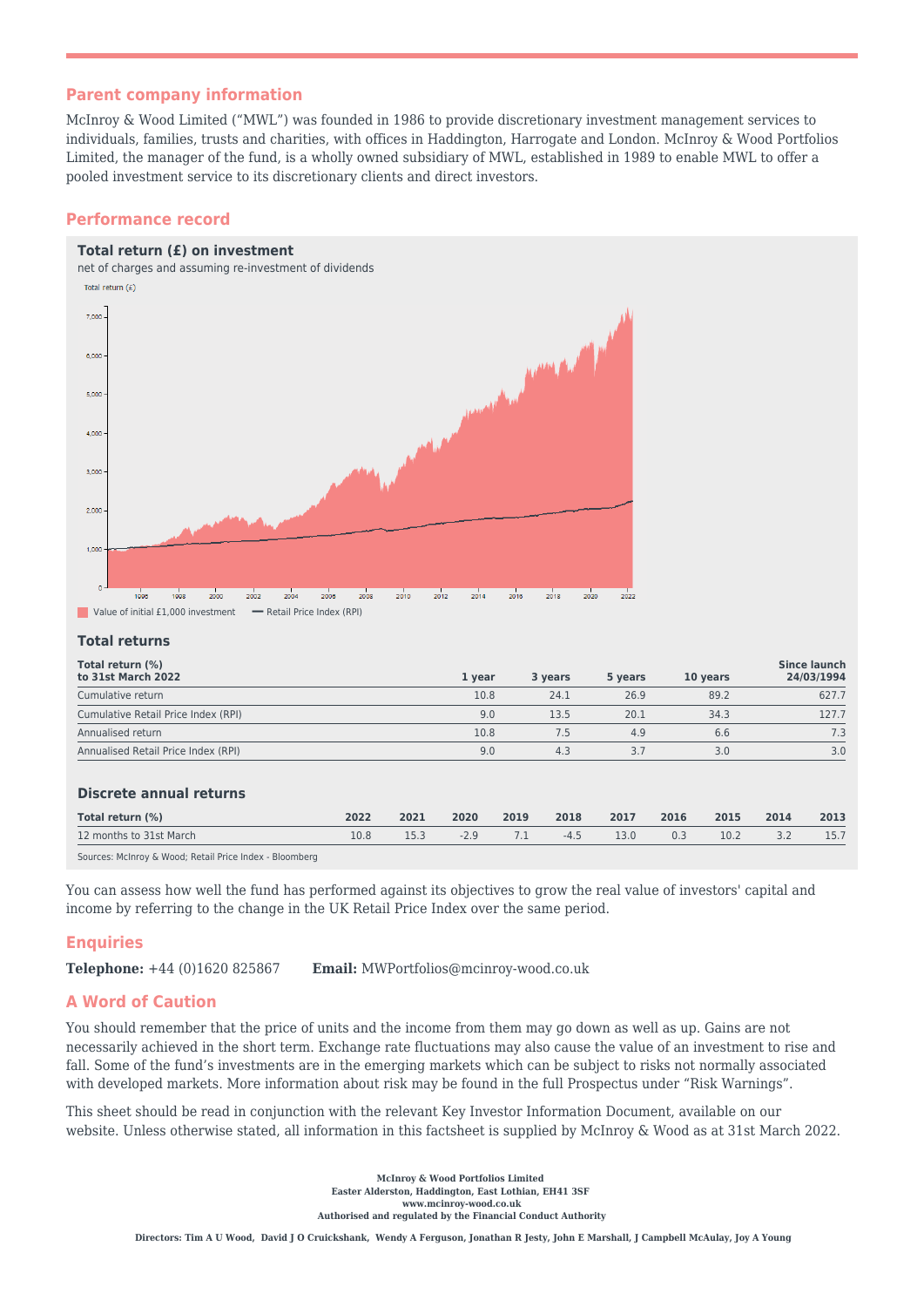## Parent company information

McInroy & Wood Limited ("MWL") was founded in 1986 to provide discretionary investment management services to individuals, families, trusts and charities, with offices in Haddington, Harrogate and London. McInroy & Wood Portfolios Limited, the manager of the fund, is a wholly owned subsidiary of MWL, established in 1989 to enable MWL to offer a pooled investment service to its discretionary clients and direct investors.

## Performance record

### Total return (£) on investment

net of charges and assuming re-investment of dividends

Total return (£)

7,000
6,000
5,000
4,000
3,000
2,000
1,000
0

1996 1998 2000 2002 2004 2006 2008 2010 2012 2014 2016 2018 2020 2022

Value of initial £1,000 investment — Retail Price Index (RPI)

### Total returns

| Total return (%) to 31st March 2022 | 1 year | 3 years | 5 years | 10 years | Since launch 24/03/1994 |
|---|---|---|---|---|---|
| Cumulative return | 10.8 | 24.1 | 26.9 | 89.2 | 627.7 |
| Cumulative Retail Price Index (RPI) | 9.0 | 13.5 | 20.1 | 34.3 | 127.7 |
| Annualised return | 10.8 | 7.5 | 4.9 | 6.6 | 7.3 |
| Annualised Retail Price Index (RPI) | 9.0 | 4.3 | 3.7 | 3.0 | 3.0 |

### Discrete annual returns

| Total return (%) | 2022 | 2021 | 2020 | 2019 | 2018 | 2017 | 2016 | 2015 | 2014 | 2013 |
|---|---|---|---|---|---|---|---|---|---|---|
| 12 months to 31st March | 10.8 | 15.3 | -2.9 | 7.1 | -4.5 | 13.0 | 0.3 | 10.2 | 3.2 | 15.7 |

Sources: McInroy & Wood; Retail Price Index - Bloomberg

You can assess how well the fund has performed against its objectives to grow the real value of investors' capital and income by referring to the change in the UK Retail Price Index over the same period.

## Enquiries

**Telephone:** +44 (0)1620 825867 **Email:** MWPortfolios@mcinroy-wood.co.uk

## A Word of Caution

You should remember that the price of units and the income from them may go down as well as up. Gains are not necessarily achieved in the short term. Exchange rate fluctuations may also cause the value of an investment to rise and fall. Some of the fund's investments are in the emerging markets which can be subject to risks not normally associated with developed markets. More information about risk may be found in the full Prospectus under "Risk Warnings".

This sheet should be read in conjunction with the relevant Key Investor Information Document, available on our website. Unless otherwise stated, all information in this factsheet is supplied by McInroy & Wood as at 31st March 2022.

**McInroy & Wood Portfolios Limited**
**Easter Alderston, Haddington, East Lothian, EH41 3SF**
**www.mcinroy-wood.co.uk**
**Authorised and regulated by the Financial Conduct Authority**

**Directors: Tim A U Wood, David J O Cruickshank, Wendy A Ferguson, Jonathan R Jesty, John E Marshall, J Campbell McAulay, Joy A Young**